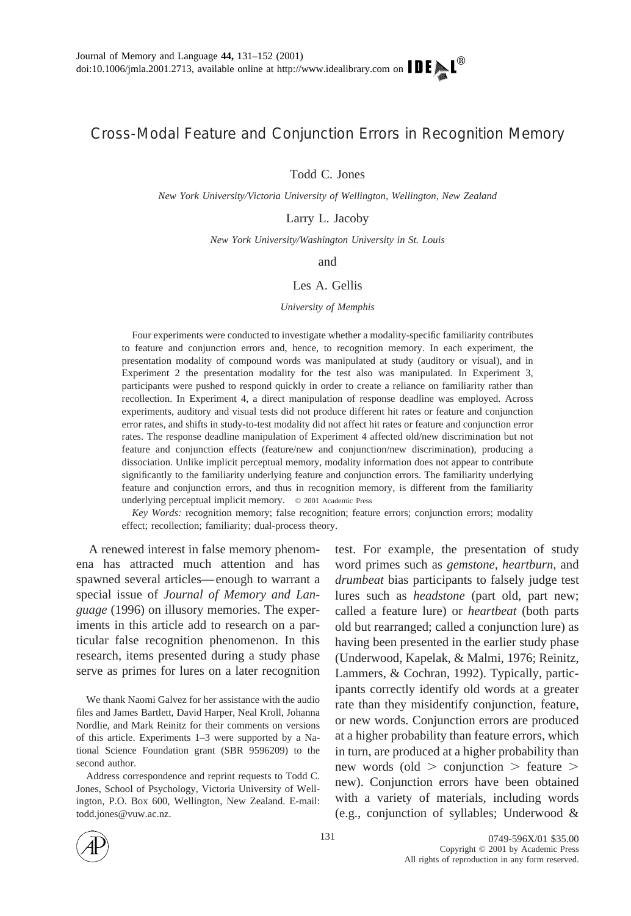# Cross-Modal Feature and Conjunction Errors in Recognition Memory

Todd C. Jones

*New York University/Victoria University of Wellington, Wellington, New Zealand*

Larry L. Jacoby

*New York University/Washington University in St. Louis*

and

Les A. Gellis

*University of Memphis*

Four experiments were conducted to investigate whether a modality-specific familiarity contributes to feature and conjunction errors and, hence, to recognition memory. In each experiment, the presentation modality of compound words was manipulated at study (auditory or visual), and in Experiment 2 the presentation modality for the test also was manipulated. In Experiment 3, participants were pushed to respond quickly in order to create a reliance on familiarity rather than recollection. In Experiment 4, a direct manipulation of response deadline was employed. Across experiments, auditory and visual tests did not produce different hit rates or feature and conjunction error rates, and shifts in study-to-test modality did not affect hit rates or feature and conjunction error rates. The response deadline manipulation of Experiment 4 affected old/new discrimination but not feature and conjunction effects (feature/new and conjunction/new discrimination), producing a dissociation. Unlike implicit perceptual memory, modality information does not appear to contribute significantly to the familiarity underlying feature and conjunction errors. The familiarity underlying feature and conjunction errors, and thus in recognition memory, is different from the familiarity underlying perceptual implicit memory. © 2001 Academic Press

*Key Words:* recognition memory; false recognition; feature errors; conjunction errors; modality effect; recollection; familiarity; dual-process theory.

A renewed interest in false memory phenomena has attracted much attention and has spawned several articles—enough to warrant a special issue of *Journal of Memory and Language* (1996) on illusory memories. The experiments in this article add to research on a particular false recognition phenomenon. In this research, items presented during a study phase serve as primes for lures on a later recognition test. For example, the presentation of study word primes such as *gemstone, heartburn,* and *drumbeat* bias participants to falsely judge test lures such as *headstone* (part old, part new; called a feature lure) or *heartbeat* (both parts old but rearranged; called a conjunction lure) as having been presented in the earlier study phase (Underwood, Kapelak, & Malmi, 1976; Reinitz, Lammers, & Cochran, 1992). Typically, participants correctly identify old words at a greater rate than they misidentify conjunction, feature, or new words. Conjunction errors are produced at a higher probability than feature errors, which in turn, are produced at a higher probability than new words (old > conjunction > feature > new). Conjunction errors have been obtained with a variety of materials, including words (e.g., conjunction of syllables; Underwood &

We thank Naomi Galvez for her assistance with the audio files and James Bartlett, David Harper, Neal Kroll, Johanna Nordlie, and Mark Reinitz for their comments on versions of this article. Experiments 1–3 were supported by a National Science Foundation grant (SBR 9596209) to the second author.

Address correspondence and reprint requests to Todd C. Jones, School of Psychology, Victoria University of Wellington, P.O. Box 600, Wellington, New Zealand. E-mail: todd.jones@vuw.ac.nz.

0749-596X/01 $35.00
Copyright © 2001 by Academic Press
All rights of reproduction in any form reserved.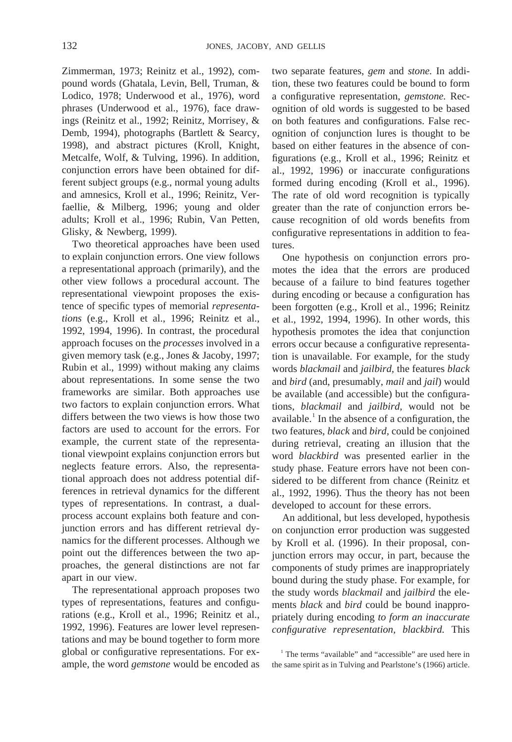Zimmerman, 1973; Reinitz et al., 1992), compound words (Ghatala, Levin, Bell, Truman, & Lodico, 1978; Underwood et al., 1976), word phrases (Underwood et al., 1976), face drawings (Reinitz et al., 1992; Reinitz, Morrisey, & Demb, 1994), photographs (Bartlett & Searcy, 1998), and abstract pictures (Kroll, Knight, Metcalfe, Wolf, & Tulving, 1996). In addition, conjunction errors have been obtained for different subject groups (e.g., normal young adults and amnesics, Kroll et al., 1996; Reinitz, Verfaellie, & Milberg, 1996; young and older adults; Kroll et al., 1996; Rubin, Van Petten, Glisky, & Newberg, 1999).

Two theoretical approaches have been used to explain conjunction errors. One view follows a representational approach (primarily), and the other view follows a procedural account. The representational viewpoint proposes the existence of specific types of memorial *representations* (e.g., Kroll et al., 1996; Reinitz et al., 1992, 1994, 1996). In contrast, the procedural approach focuses on the *processes* involved in a given memory task (e.g., Jones & Jacoby, 1997; Rubin et al., 1999) without making any claims about representations. In some sense the two frameworks are similar. Both approaches use two factors to explain conjunction errors. What differs between the two views is how those two factors are used to account for the errors. For example, the current state of the representational viewpoint explains conjunction errors but neglects feature errors. Also, the representational approach does not address potential differences in retrieval dynamics for the different types of representations. In contrast, a dual-process account explains both feature and conjunction errors and has different retrieval dynamics for the different processes. Although we point out the differences between the two approaches, the general distinctions are not far apart in our view.

The representational approach proposes two types of representations, features and configurations (e.g., Kroll et al., 1996; Reinitz et al., 1992, 1996). Features are lower level representations and may be bound together to form more global or configurative representations. For example, the word *gemstone* would be encoded as two separate features, *gem* and *stone.* In addition, these two features could be bound to form a configurative representation, *gemstone.* Recognition of old words is suggested to be based on both features and configurations. False recognition of conjunction lures is thought to be based on either features in the absence of configurations (e.g., Kroll et al., 1996; Reinitz et al., 1992, 1996) or inaccurate configurations formed during encoding (Kroll et al., 1996). The rate of old word recognition is typically greater than the rate of conjunction errors because recognition of old words benefits from configurative representations in addition to features.

One hypothesis on conjunction errors promotes the idea that the errors are produced because of a failure to bind features together during encoding or because a configuration has been forgotten (e.g., Kroll et al., 1996; Reinitz et al., 1992, 1994, 1996). In other words, this hypothesis promotes the idea that conjunction errors occur because a configurative representation is unavailable. For example, for the study words *blackmail* and *jailbird,* the features *black* and *bird* (and, presumably, *mail* and *jail*) would be available (and accessible) but the configurations, *blackmail* and *jailbird,* would not be available.[1] In the absence of a configuration, the two features, *black* and *bird,* could be conjoined during retrieval, creating an illusion that the word *blackbird* was presented earlier in the study phase. Feature errors have not been considered to be different from chance (Reinitz et al., 1992, 1996). Thus the theory has not been developed to account for these errors.

An additional, but less developed, hypothesis on conjunction error production was suggested by Kroll et al. (1996). In their proposal, conjunction errors may occur, in part, because the components of study primes are inappropriately bound during the study phase. For example, for the study words *blackmail* and *jailbird* the elements *black* and *bird* could be bound inappropriately during encoding *to form an inaccurate configurative representation, blackbird.* This

[1] The terms "available" and "accessible" are used here in the same spirit as in Tulving and Pearlstone's (1966) article.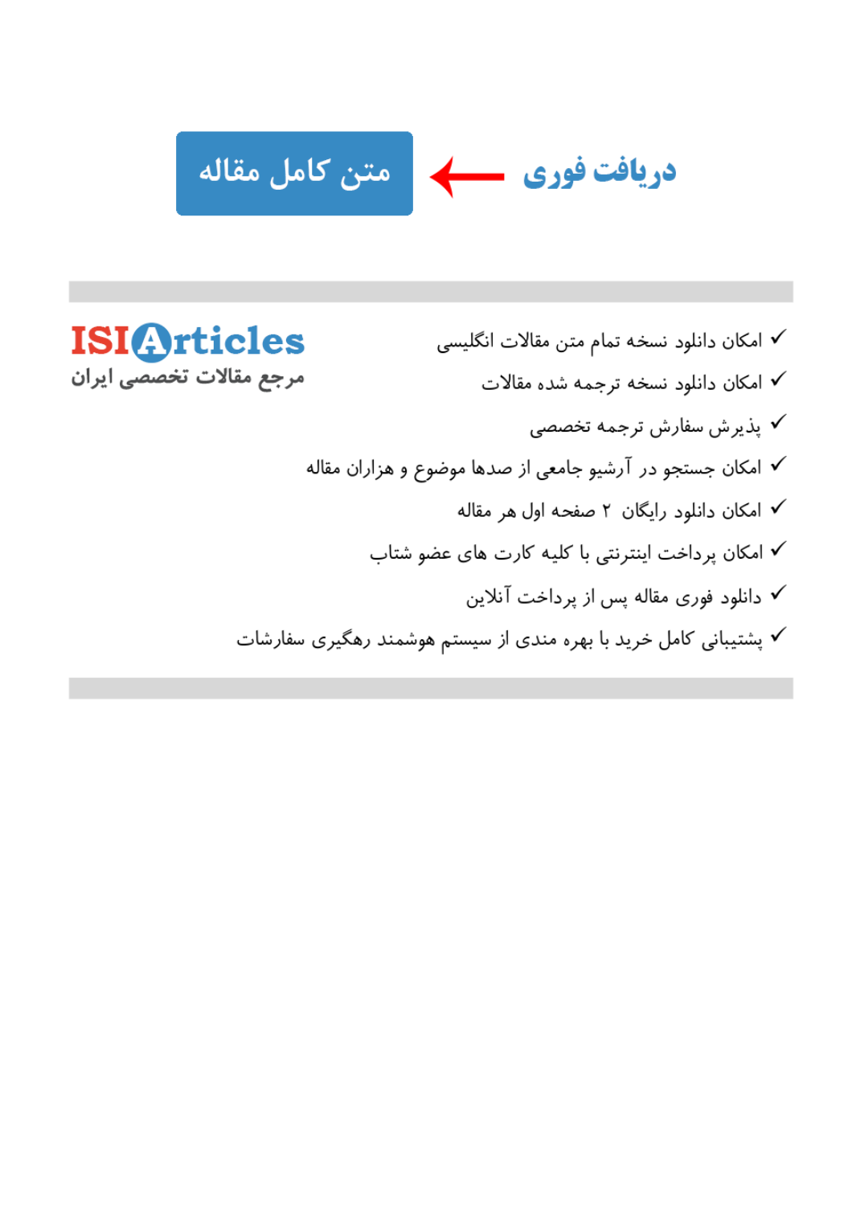دریافت فوری ← **متن کامل مقاله**

**ISIArticles**
مرجع مقالات تخصصی ایران

- ✓ امکان دانلود نسخه تمام متن مقالات انگلیسی
- ✓ امکان دانلود نسخه ترجمه شده مقالات
- ✓ پذیرش سفارش ترجمه تخصصی
- ✓ امکان جستجو در آرشیو جامعی از صدها موضوع و هزاران مقاله
- ✓ امکان دانلود رایگان ۲ صفحه اول هر مقاله
- ✓ امکان پرداخت اینترنتی با کلیه کارت های عضو شتاب
- ✓ دانلود فوری مقاله پس از پرداخت آنلاین
- ✓ پشتیبانی کامل خرید با بهره مندی از سیستم هوشمند رهگیری سفارشات